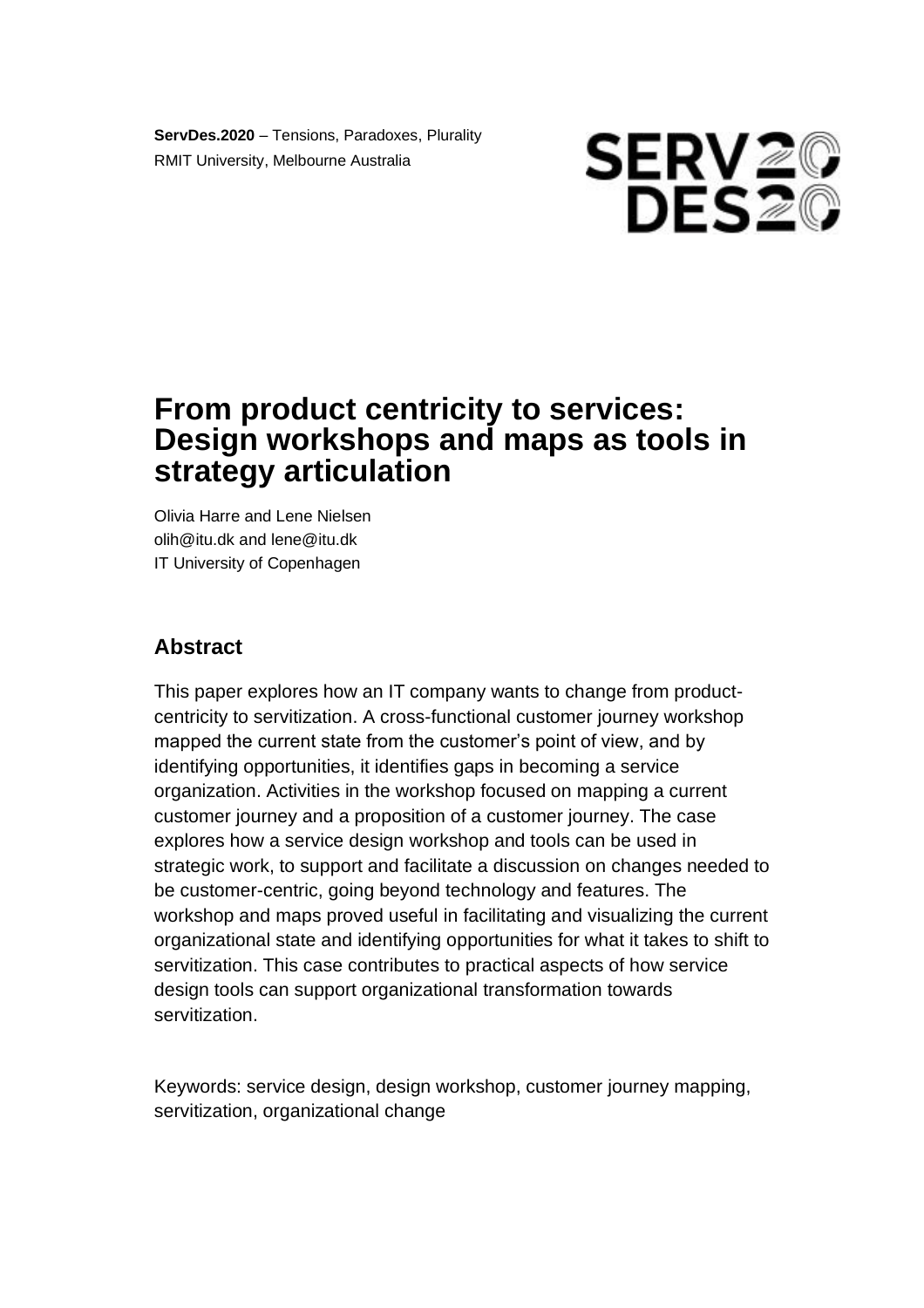**ServDes.2020** – Tensions, Paradoxes, Plurality
RMIT University, Melbourne Australia

# From product centricity to services: Design workshops and maps as tools in strategy articulation

Olivia Harre and Lene Nielsen
olih@itu.dk and lene@itu.dk
IT University of Copenhagen

## Abstract

This paper explores how an IT company wants to change from product-centricity to servitization. A cross-functional customer journey workshop mapped the current state from the customer's point of view, and by identifying opportunities, it identifies gaps in becoming a service organization. Activities in the workshop focused on mapping a current customer journey and a proposition of a customer journey. The case explores how a service design workshop and tools can be used in strategic work, to support and facilitate a discussion on changes needed to be customer-centric, going beyond technology and features. The workshop and maps proved useful in facilitating and visualizing the current organizational state and identifying opportunities for what it takes to shift to servitization. This case contributes to practical aspects of how service design tools can support organizational transformation towards servitization.

Keywords: service design, design workshop, customer journey mapping, servitization, organizational change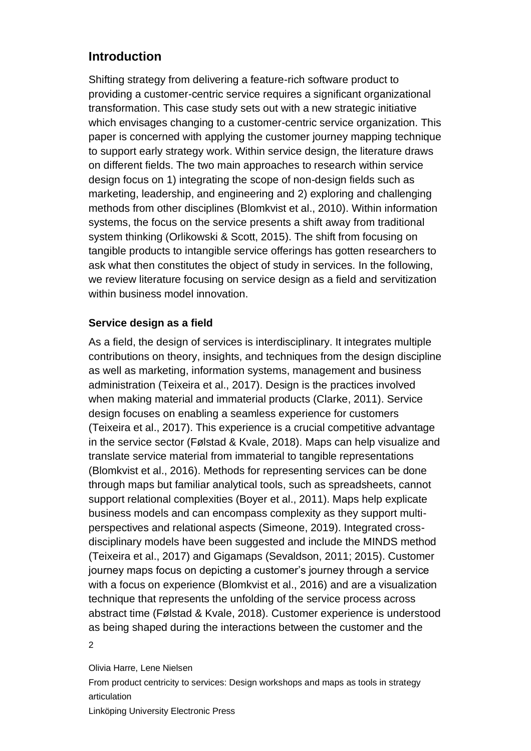## Introduction

Shifting strategy from delivering a feature-rich software product to providing a customer-centric service requires a significant organizational transformation. This case study sets out with a new strategic initiative which envisages changing to a customer-centric service organization. This paper is concerned with applying the customer journey mapping technique to support early strategy work. Within service design, the literature draws on different fields. The two main approaches to research within service design focus on 1) integrating the scope of non-design fields such as marketing, leadership, and engineering and 2) exploring and challenging methods from other disciplines (Blomkvist et al., 2010). Within information systems, the focus on the service presents a shift away from traditional system thinking (Orlikowski & Scott, 2015). The shift from focusing on tangible products to intangible service offerings has gotten researchers to ask what then constitutes the object of study in services. In the following, we review literature focusing on service design as a field and servitization within business model innovation.

### Service design as a field

As a field, the design of services is interdisciplinary. It integrates multiple contributions on theory, insights, and techniques from the design discipline as well as marketing, information systems, management and business administration (Teixeira et al., 2017). Design is the practices involved when making material and immaterial products (Clarke, 2011). Service design focuses on enabling a seamless experience for customers (Teixeira et al., 2017). This experience is a crucial competitive advantage in the service sector (Følstad & Kvale, 2018). Maps can help visualize and translate service material from immaterial to tangible representations (Blomkvist et al., 2016). Methods for representing services can be done through maps but familiar analytical tools, such as spreadsheets, cannot support relational complexities (Boyer et al., 2011). Maps help explicate business models and can encompass complexity as they support multi-perspectives and relational aspects (Simeone, 2019). Integrated cross-disciplinary models have been suggested and include the MINDS method (Teixeira et al., 2017) and Gigamaps (Sevaldson, 2011; 2015). Customer journey maps focus on depicting a customer's journey through a service with a focus on experience (Blomkvist et al., 2016) and are a visualization technique that represents the unfolding of the service process across abstract time (Følstad & Kvale, 2018). Customer experience is understood as being shaped during the interactions between the customer and the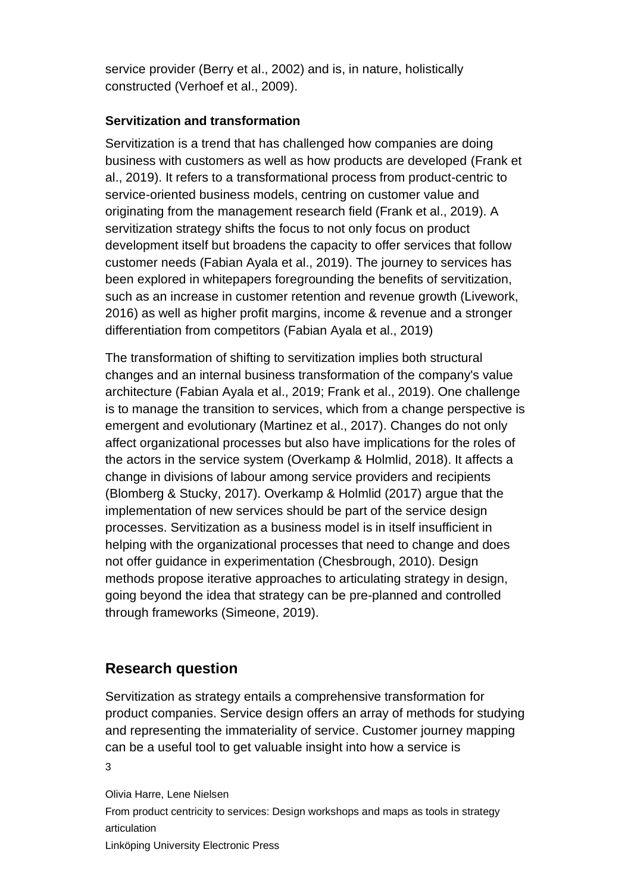service provider (Berry et al., 2002) and is, in nature, holistically constructed (Verhoef et al., 2009).

### Servitization and transformation

Servitization is a trend that has challenged how companies are doing business with customers as well as how products are developed (Frank et al., 2019). It refers to a transformational process from product-centric to service-oriented business models, centring on customer value and originating from the management research field (Frank et al., 2019). A servitization strategy shifts the focus to not only focus on product development itself but broadens the capacity to offer services that follow customer needs (Fabian Ayala et al., 2019). The journey to services has been explored in whitepapers foregrounding the benefits of servitization, such as an increase in customer retention and revenue growth (Livework, 2016) as well as higher profit margins, income & revenue and a stronger differentiation from competitors (Fabian Ayala et al., 2019)

The transformation of shifting to servitization implies both structural changes and an internal business transformation of the company's value architecture (Fabian Ayala et al., 2019; Frank et al., 2019). One challenge is to manage the transition to services, which from a change perspective is emergent and evolutionary (Martinez et al., 2017). Changes do not only affect organizational processes but also have implications for the roles of the actors in the service system (Overkamp & Holmlid, 2018). It affects a change in divisions of labour among service providers and recipients (Blomberg & Stucky, 2017). Overkamp & Holmlid (2017) argue that the implementation of new services should be part of the service design processes. Servitization as a business model is in itself insufficient in helping with the organizational processes that need to change and does not offer guidance in experimentation (Chesbrough, 2010). Design methods propose iterative approaches to articulating strategy in design, going beyond the idea that strategy can be pre-planned and controlled through frameworks (Simeone, 2019).

## Research question

Servitization as strategy entails a comprehensive transformation for product companies. Service design offers an array of methods for studying and representing the immateriality of service. Customer journey mapping can be a useful tool to get valuable insight into how a service is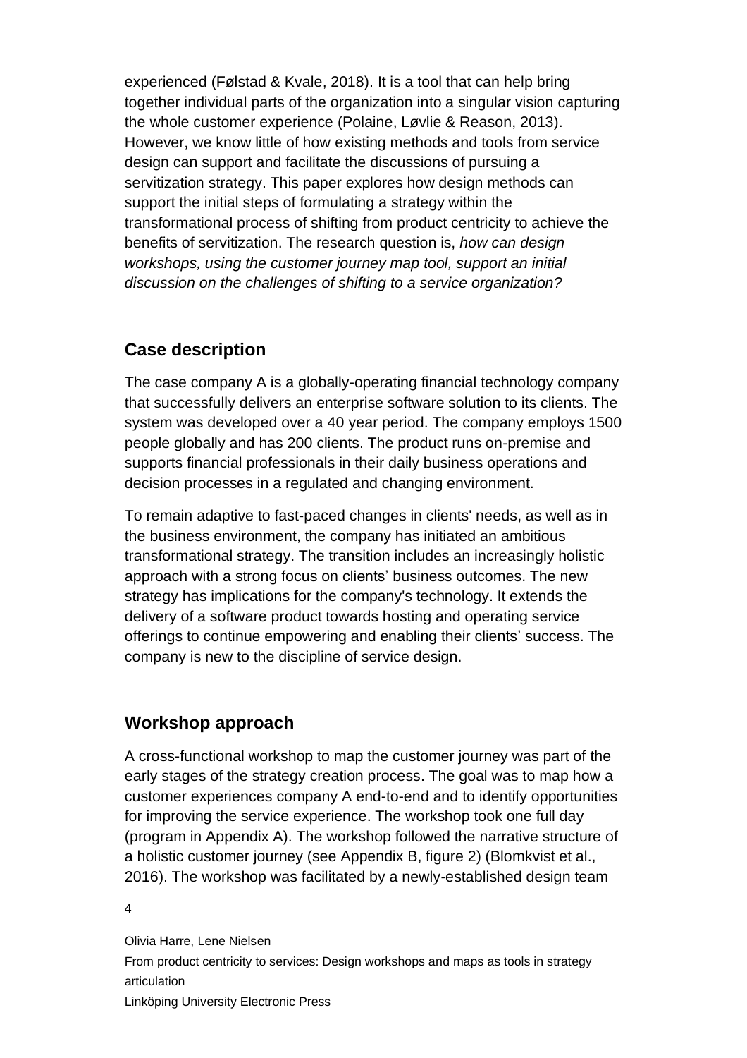experienced (Følstad & Kvale, 2018). It is a tool that can help bring together individual parts of the organization into a singular vision capturing the whole customer experience (Polaine, Løvlie & Reason, 2013). However, we know little of how existing methods and tools from service design can support and facilitate the discussions of pursuing a servitization strategy. This paper explores how design methods can support the initial steps of formulating a strategy within the transformational process of shifting from product centricity to achieve the benefits of servitization. The research question is, *how can design workshops, using the customer journey map tool, support an initial discussion on the challenges of shifting to a service organization?*

## Case description

The case company A is a globally-operating financial technology company that successfully delivers an enterprise software solution to its clients. The system was developed over a 40 year period. The company employs 1500 people globally and has 200 clients. The product runs on-premise and supports financial professionals in their daily business operations and decision processes in a regulated and changing environment.

To remain adaptive to fast-paced changes in clients' needs, as well as in the business environment, the company has initiated an ambitious transformational strategy. The transition includes an increasingly holistic approach with a strong focus on clients' business outcomes. The new strategy has implications for the company's technology. It extends the delivery of a software product towards hosting and operating service offerings to continue empowering and enabling their clients' success. The company is new to the discipline of service design.

## Workshop approach

A cross-functional workshop to map the customer journey was part of the early stages of the strategy creation process. The goal was to map how a customer experiences company A end-to-end and to identify opportunities for improving the service experience. The workshop took one full day (program in Appendix A). The workshop followed the narrative structure of a holistic customer journey (see Appendix B, figure 2) (Blomkvist et al., 2016). The workshop was facilitated by a newly-established design team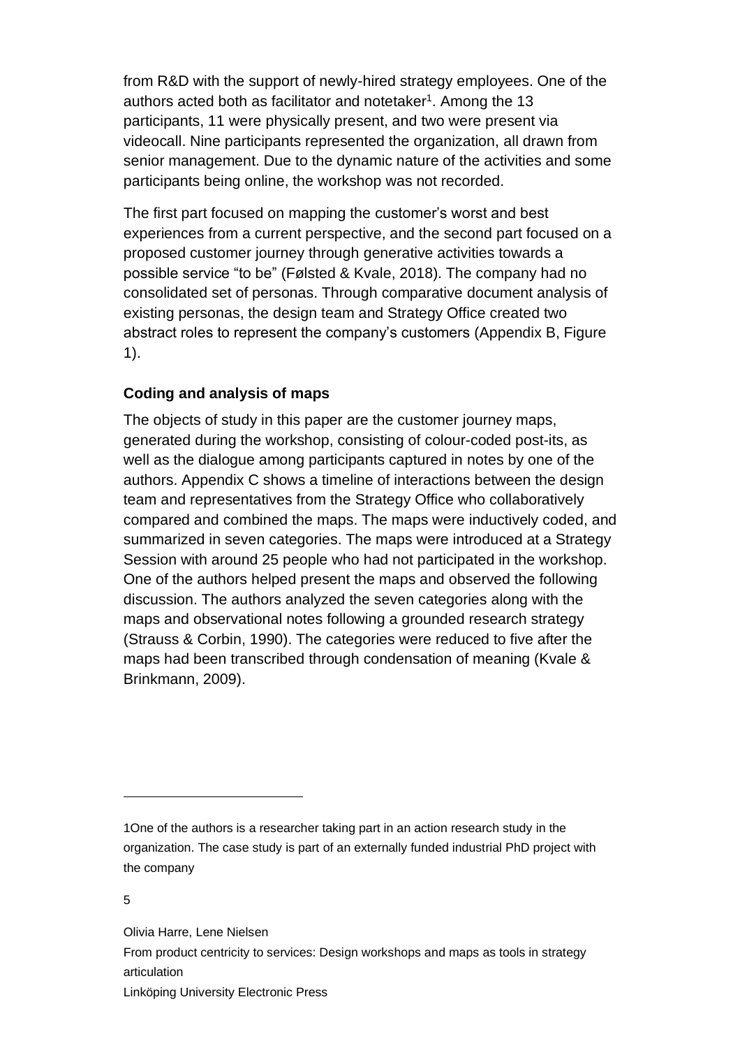from R&D with the support of newly-hired strategy employees. One of the authors acted both as facilitator and notetaker[1]. Among the 13 participants, 11 were physically present, and two were present via videocall. Nine participants represented the organization, all drawn from senior management. Due to the dynamic nature of the activities and some participants being online, the workshop was not recorded.

The first part focused on mapping the customer's worst and best experiences from a current perspective, and the second part focused on a proposed customer journey through generative activities towards a possible service "to be" (Følsted & Kvale, 2018). The company had no consolidated set of personas. Through comparative document analysis of existing personas, the design team and Strategy Office created two abstract roles to represent the company's customers (Appendix B, Figure 1).

### Coding and analysis of maps

The objects of study in this paper are the customer journey maps, generated during the workshop, consisting of colour-coded post-its, as well as the dialogue among participants captured in notes by one of the authors. Appendix C shows a timeline of interactions between the design team and representatives from the Strategy Office who collaboratively compared and combined the maps. The maps were inductively coded, and summarized in seven categories. The maps were introduced at a Strategy Session with around 25 people who had not participated in the workshop. One of the authors helped present the maps and observed the following discussion. The authors analyzed the seven categories along with the maps and observational notes following a grounded research strategy (Strauss & Corbin, 1990). The categories were reduced to five after the maps had been transcribed through condensation of meaning (Kvale & Brinkmann, 2009).

---

1One of the authors is a researcher taking part in an action research study in the organization. The case study is part of an externally funded industrial PhD project with the company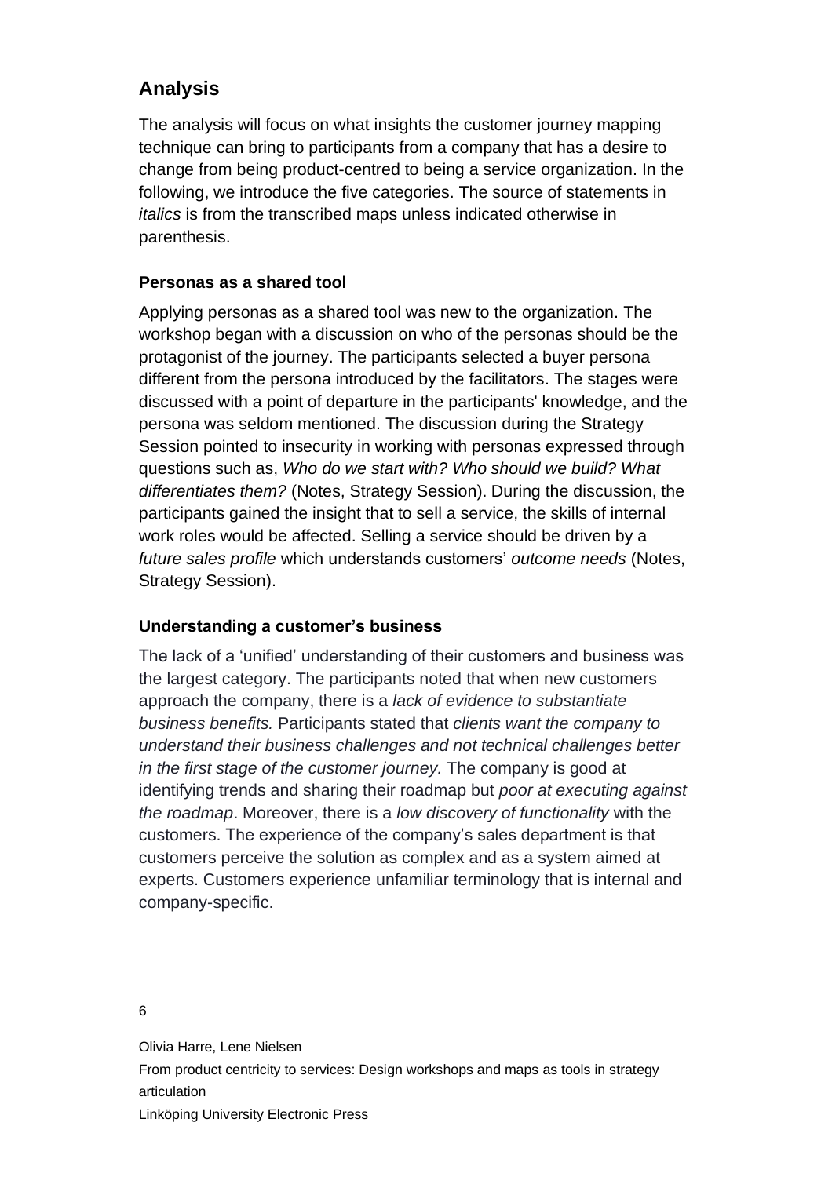## Analysis

The analysis will focus on what insights the customer journey mapping technique can bring to participants from a company that has a desire to change from being product-centred to being a service organization. In the following, we introduce the five categories. The source of statements in *italics* is from the transcribed maps unless indicated otherwise in parenthesis.

### Personas as a shared tool

Applying personas as a shared tool was new to the organization. The workshop began with a discussion on who of the personas should be the protagonist of the journey. The participants selected a buyer persona different from the persona introduced by the facilitators. The stages were discussed with a point of departure in the participants' knowledge, and the persona was seldom mentioned. The discussion during the Strategy Session pointed to insecurity in working with personas expressed through questions such as, *Who do we start with? Who should we build? What differentiates them?* (Notes, Strategy Session). During the discussion, the participants gained the insight that to sell a service, the skills of internal work roles would be affected. Selling a service should be driven by a *future sales profile* which understands customers' *outcome needs* (Notes, Strategy Session).

### Understanding a customer's business

The lack of a 'unified' understanding of their customers and business was the largest category. The participants noted that when new customers approach the company, there is a *lack of evidence to substantiate business benefits.* Participants stated that *clients want the company to understand their business challenges and not technical challenges better in the first stage of the customer journey.* The company is good at identifying trends and sharing their roadmap but *poor at executing against the roadmap*. Moreover, there is a *low discovery of functionality* with the customers. The experience of the company's sales department is that customers perceive the solution as complex and as a system aimed at experts. Customers experience unfamiliar terminology that is internal and company-specific.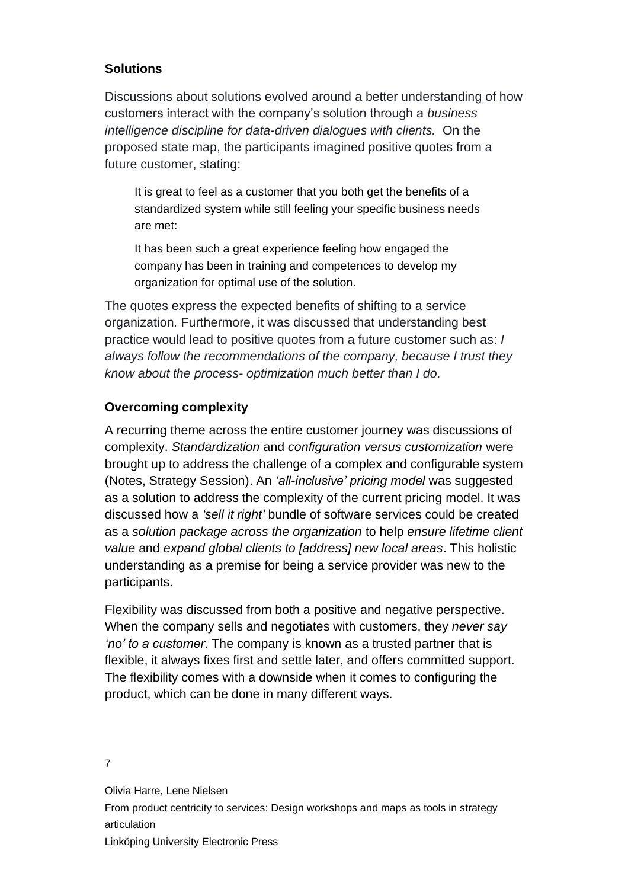### Solutions

Discussions about solutions evolved around a better understanding of how customers interact with the company's solution through a *business intelligence discipline for data-driven dialogues with clients.* On the proposed state map, the participants imagined positive quotes from a future customer, stating:

> It is great to feel as a customer that you both get the benefits of a standardized system while still feeling your specific business needs are met:
>
> It has been such a great experience feeling how engaged the company has been in training and competences to develop my organization for optimal use of the solution.

The quotes express the expected benefits of shifting to a service organization. Furthermore, it was discussed that understanding best practice would lead to positive quotes from a future customer such as: *I always follow the recommendations of the company, because I trust they know about the process- optimization much better than I do.*

### Overcoming complexity

A recurring theme across the entire customer journey was discussions of complexity. *Standardization* and *configuration versus customization* were brought up to address the challenge of a complex and configurable system (Notes, Strategy Session). An *'all-inclusive' pricing model* was suggested as a solution to address the complexity of the current pricing model. It was discussed how a *'sell it right'* bundle of software services could be created as a *solution package across the organization* to help *ensure lifetime client value* and *expand global clients to [address] new local areas*. This holistic understanding as a premise for being a service provider was new to the participants.

Flexibility was discussed from both a positive and negative perspective. When the company sells and negotiates with customers, they *never say 'no' to a customer*. The company is known as a trusted partner that is flexible, it always fixes first and settle later, and offers committed support. The flexibility comes with a downside when it comes to configuring the product, which can be done in many different ways.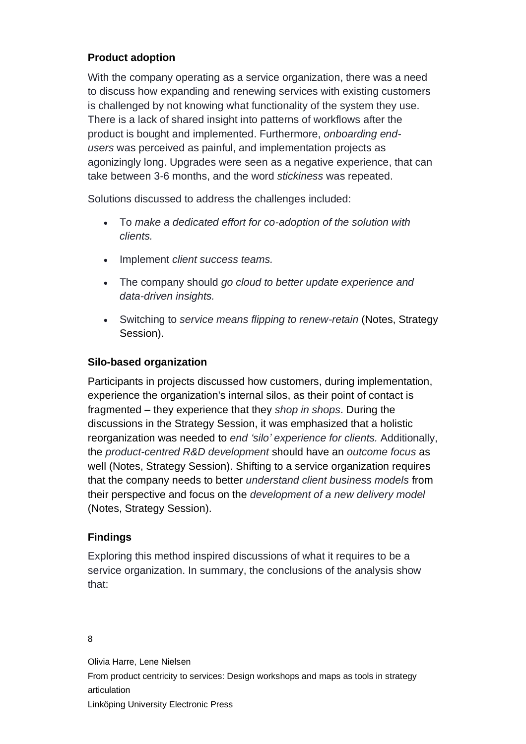### Product adoption

With the company operating as a service organization, there was a need to discuss how expanding and renewing services with existing customers is challenged by not knowing what functionality of the system they use. There is a lack of shared insight into patterns of workflows after the product is bought and implemented. Furthermore, *onboarding end-users* was perceived as painful, and implementation projects as agonizingly long. Upgrades were seen as a negative experience, that can take between 3-6 months, and the word *stickiness* was repeated.

Solutions discussed to address the challenges included:

- To *make a dedicated effort for co-adoption of the solution with clients.*
- Implement *client success teams.*
- The company should *go cloud to better update experience and data-driven insights.*
- Switching to *service means flipping to renew-retain* (Notes, Strategy Session).

### Silo-based organization

Participants in projects discussed how customers, during implementation, experience the organization's internal silos, as their point of contact is fragmented – they experience that they *shop in shops*. During the discussions in the Strategy Session, it was emphasized that a holistic reorganization was needed to *end 'silo' experience for clients.* Additionally, the *product-centred R&D development* should have an *outcome focus* as well (Notes, Strategy Session). Shifting to a service organization requires that the company needs to better *understand client business models* from their perspective and focus on the *development of a new delivery model* (Notes, Strategy Session).

### Findings

Exploring this method inspired discussions of what it requires to be a service organization. In summary, the conclusions of the analysis show that: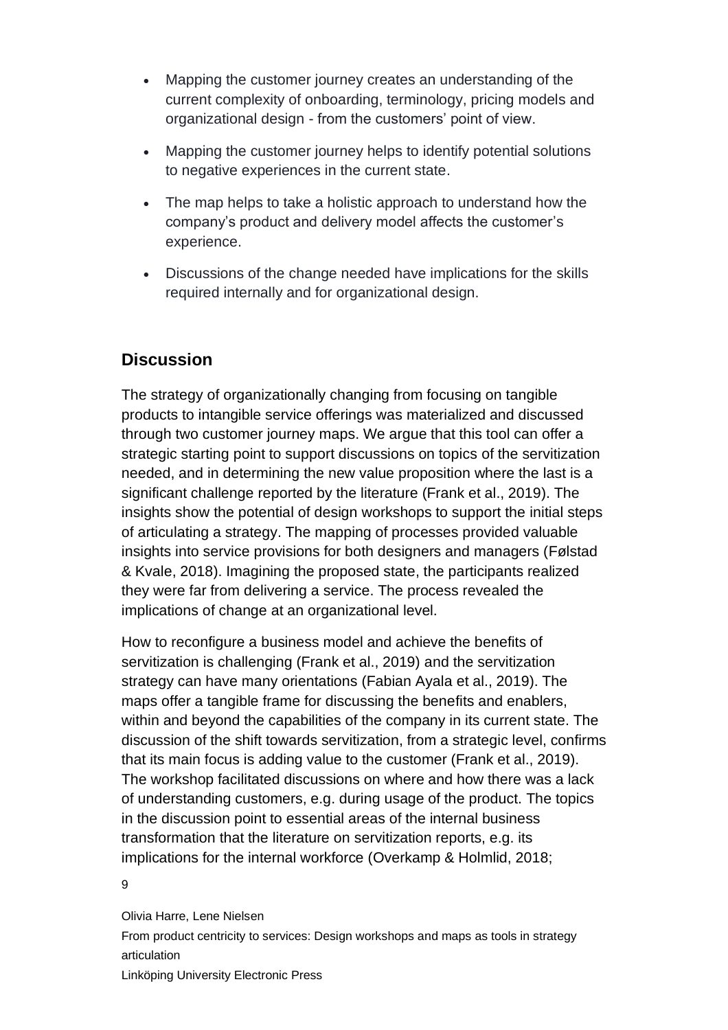- Mapping the customer journey creates an understanding of the current complexity of onboarding, terminology, pricing models and organizational design - from the customers' point of view.
- Mapping the customer journey helps to identify potential solutions to negative experiences in the current state.
- The map helps to take a holistic approach to understand how the company's product and delivery model affects the customer's experience.
- Discussions of the change needed have implications for the skills required internally and for organizational design.

## Discussion

The strategy of organizationally changing from focusing on tangible products to intangible service offerings was materialized and discussed through two customer journey maps. We argue that this tool can offer a strategic starting point to support discussions on topics of the servitization needed, and in determining the new value proposition where the last is a significant challenge reported by the literature (Frank et al., 2019). The insights show the potential of design workshops to support the initial steps of articulating a strategy. The mapping of processes provided valuable insights into service provisions for both designers and managers (Følstad & Kvale, 2018). Imagining the proposed state, the participants realized they were far from delivering a service. The process revealed the implications of change at an organizational level.

How to reconfigure a business model and achieve the benefits of servitization is challenging (Frank et al., 2019) and the servitization strategy can have many orientations (Fabian Ayala et al., 2019). The maps offer a tangible frame for discussing the benefits and enablers, within and beyond the capabilities of the company in its current state. The discussion of the shift towards servitization, from a strategic level, confirms that its main focus is adding value to the customer (Frank et al., 2019). The workshop facilitated discussions on where and how there was a lack of understanding customers, e.g. during usage of the product. The topics in the discussion point to essential areas of the internal business transformation that the literature on servitization reports, e.g. its implications for the internal workforce (Overkamp & Holmlid, 2018;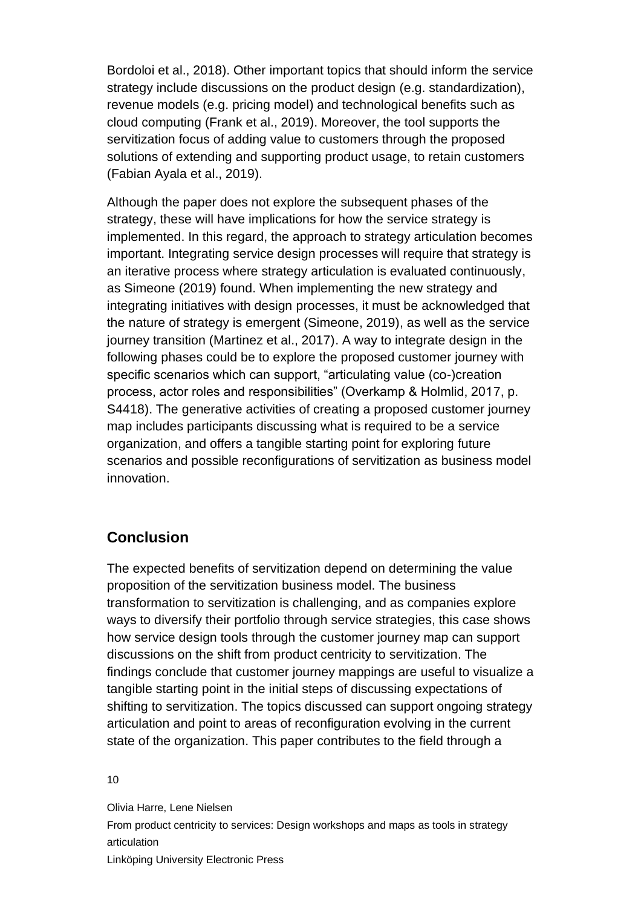Bordoloi et al., 2018). Other important topics that should inform the service strategy include discussions on the product design (e.g. standardization), revenue models (e.g. pricing model) and technological benefits such as cloud computing (Frank et al., 2019). Moreover, the tool supports the servitization focus of adding value to customers through the proposed solutions of extending and supporting product usage, to retain customers (Fabian Ayala et al., 2019).

Although the paper does not explore the subsequent phases of the strategy, these will have implications for how the service strategy is implemented. In this regard, the approach to strategy articulation becomes important. Integrating service design processes will require that strategy is an iterative process where strategy articulation is evaluated continuously, as Simeone (2019) found. When implementing the new strategy and integrating initiatives with design processes, it must be acknowledged that the nature of strategy is emergent (Simeone, 2019), as well as the service journey transition (Martinez et al., 2017). A way to integrate design in the following phases could be to explore the proposed customer journey with specific scenarios which can support, "articulating value (co-)creation process, actor roles and responsibilities" (Overkamp & Holmlid, 2017, p. S4418). The generative activities of creating a proposed customer journey map includes participants discussing what is required to be a service organization, and offers a tangible starting point for exploring future scenarios and possible reconfigurations of servitization as business model innovation.

## Conclusion

The expected benefits of servitization depend on determining the value proposition of the servitization business model. The business transformation to servitization is challenging, and as companies explore ways to diversify their portfolio through service strategies, this case shows how service design tools through the customer journey map can support discussions on the shift from product centricity to servitization. The findings conclude that customer journey mappings are useful to visualize a tangible starting point in the initial steps of discussing expectations of shifting to servitization. The topics discussed can support ongoing strategy articulation and point to areas of reconfiguration evolving in the current state of the organization. This paper contributes to the field through a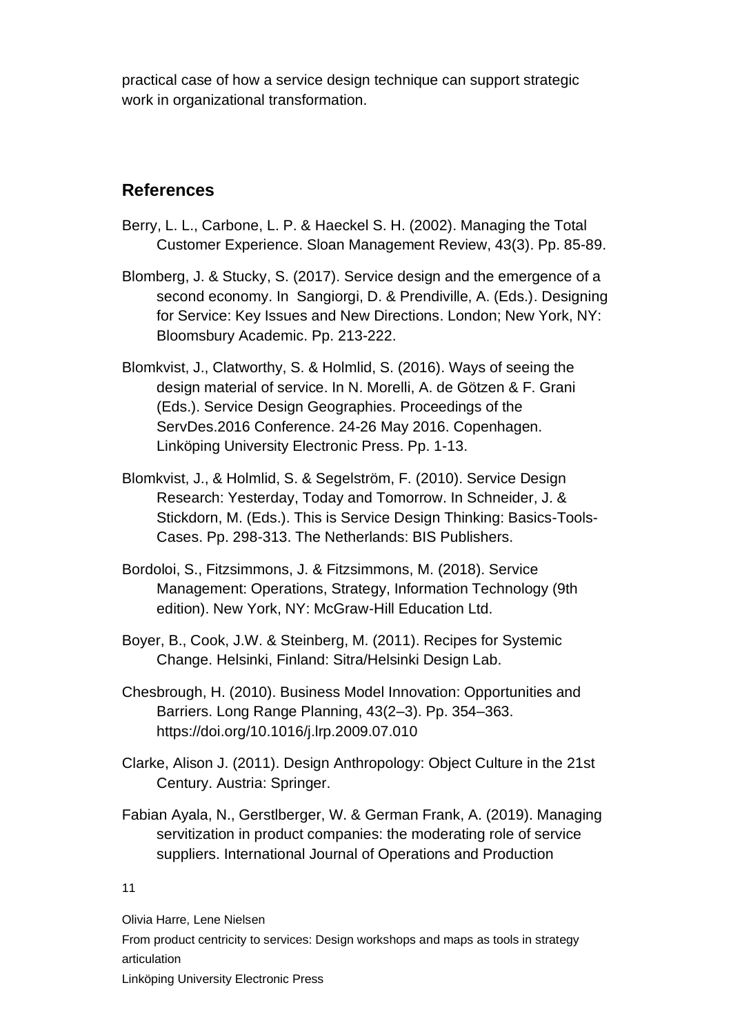practical case of how a service design technique can support strategic work in organizational transformation.

## References

Berry, L. L., Carbone, L. P. & Haeckel S. H. (2002). Managing the Total Customer Experience. Sloan Management Review, 43(3). Pp. 85-89.

Blomberg, J. & Stucky, S. (2017). Service design and the emergence of a second economy. In  Sangiorgi, D. & Prendiville, A. (Eds.). Designing for Service: Key Issues and New Directions. London; New York, NY: Bloomsbury Academic. Pp. 213-222.

Blomkvist, J., Clatworthy, S. & Holmlid, S. (2016). Ways of seeing the design material of service. In N. Morelli, A. de Götzen & F. Grani (Eds.). Service Design Geographies. Proceedings of the ServDes.2016 Conference. 24-26 May 2016. Copenhagen. Linköping University Electronic Press. Pp. 1-13.

Blomkvist, J., & Holmlid, S. & Segelström, F. (2010). Service Design Research: Yesterday, Today and Tomorrow. In Schneider, J. & Stickdorn, M. (Eds.). This is Service Design Thinking: Basics-Tools-Cases. Pp. 298-313. The Netherlands: BIS Publishers.

Bordoloi, S., Fitzsimmons, J. & Fitzsimmons, M. (2018). Service Management: Operations, Strategy, Information Technology (9th edition). New York, NY: McGraw-Hill Education Ltd.

Boyer, B., Cook, J.W. & Steinberg, M. (2011). Recipes for Systemic Change. Helsinki, Finland: Sitra/Helsinki Design Lab.

Chesbrough, H. (2010). Business Model Innovation: Opportunities and Barriers. Long Range Planning, 43(2–3). Pp. 354–363. https://doi.org/10.1016/j.lrp.2009.07.010

Clarke, Alison J. (2011). Design Anthropology: Object Culture in the 21st Century. Austria: Springer.

Fabian Ayala, N., Gerstlberger, W. & German Frank, A. (2019). Managing servitization in product companies: the moderating role of service suppliers. International Journal of Operations and Production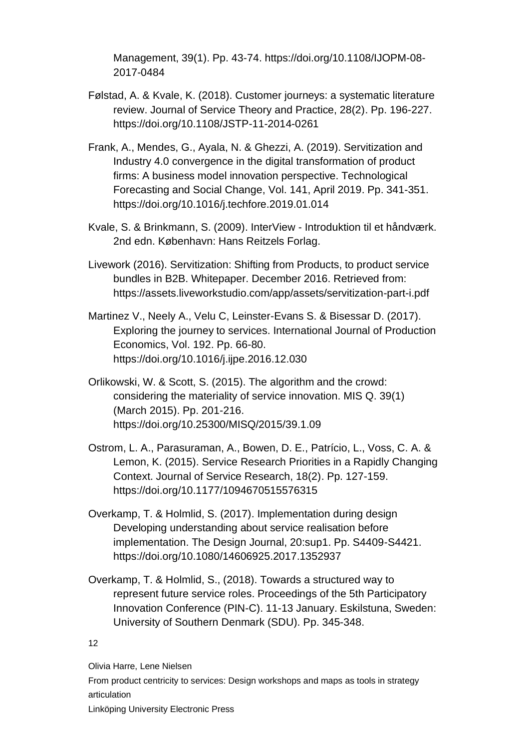Management, 39(1). Pp. 43-74. https://doi.org/10.1108/IJOPM-08-2017-0484

Følstad, A. & Kvale, K. (2018). Customer journeys: a systematic literature review. Journal of Service Theory and Practice, 28(2). Pp. 196-227. https://doi.org/10.1108/JSTP-11-2014-0261

Frank, A., Mendes, G., Ayala, N. & Ghezzi, A. (2019). Servitization and Industry 4.0 convergence in the digital transformation of product firms: A business model innovation perspective. Technological Forecasting and Social Change, Vol. 141, April 2019. Pp. 341-351. https://doi.org/10.1016/j.techfore.2019.01.014

Kvale, S. & Brinkmann, S. (2009). InterView - Introduktion til et håndværk. 2nd edn. København: Hans Reitzels Forlag.

Livework (2016). Servitization: Shifting from Products, to product service bundles in B2B. Whitepaper. December 2016. Retrieved from: https://assets.liveworkstudio.com/app/assets/servitization-part-i.pdf

Martinez V., Neely A., Velu C, Leinster-Evans S. & Bisessar D. (2017). Exploring the journey to services. International Journal of Production Economics, Vol. 192. Pp. 66-80. https://doi.org/10.1016/j.ijpe.2016.12.030

Orlikowski, W. & Scott, S. (2015). The algorithm and the crowd: considering the materiality of service innovation. MIS Q. 39(1) (March 2015). Pp. 201-216. https://doi.org/10.25300/MISQ/2015/39.1.09

Ostrom, L. A., Parasuraman, A., Bowen, D. E., Patrício, L., Voss, C. A. & Lemon, K. (2015). Service Research Priorities in a Rapidly Changing Context. Journal of Service Research, 18(2). Pp. 127-159. https://doi.org/10.1177/1094670515576315

Overkamp, T. & Holmlid, S. (2017). Implementation during design Developing understanding about service realisation before implementation. The Design Journal, 20:sup1. Pp. S4409-S4421. https://doi.org/10.1080/14606925.2017.1352937

Overkamp, T. & Holmlid, S., (2018). Towards a structured way to represent future service roles. Proceedings of the 5th Participatory Innovation Conference (PIN-C). 11-13 January. Eskilstuna, Sweden: University of Southern Denmark (SDU). Pp. 345-348.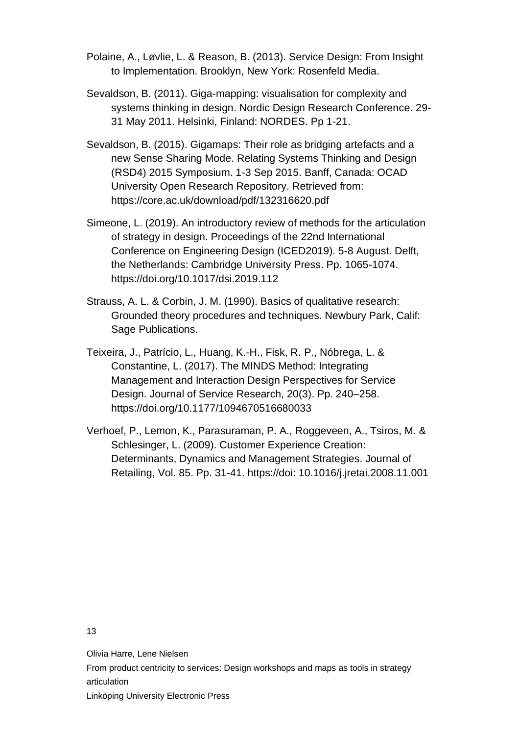Polaine, A., Løvlie, L. & Reason, B. (2013). Service Design: From Insight to Implementation. Brooklyn, New York: Rosenfeld Media.

Sevaldson, B. (2011). Giga-mapping: visualisation for complexity and systems thinking in design. Nordic Design Research Conference. 29-31 May 2011. Helsinki, Finland: NORDES. Pp 1-21.

Sevaldson, B. (2015). Gigamaps: Their role as bridging artefacts and a new Sense Sharing Mode. Relating Systems Thinking and Design (RSD4) 2015 Symposium. 1-3 Sep 2015. Banff, Canada: OCAD University Open Research Repository. Retrieved from: https://core.ac.uk/download/pdf/132316620.pdf

Simeone, L. (2019). An introductory review of methods for the articulation of strategy in design. Proceedings of the 22nd International Conference on Engineering Design (ICED2019). 5-8 August. Delft, the Netherlands: Cambridge University Press. Pp. 1065-1074. https://doi.org/10.1017/dsi.2019.112

Strauss, A. L. & Corbin, J. M. (1990). Basics of qualitative research: Grounded theory procedures and techniques. Newbury Park, Calif: Sage Publications.

Teixeira, J., Patrício, L., Huang, K.-H., Fisk, R. P., Nóbrega, L. & Constantine, L. (2017). The MINDS Method: Integrating Management and Interaction Design Perspectives for Service Design. Journal of Service Research, 20(3). Pp. 240–258. https://doi.org/10.1177/1094670516680033

Verhoef, P., Lemon, K., Parasuraman, P. A., Roggeveen, A., Tsiros, M. & Schlesinger, L. (2009). Customer Experience Creation: Determinants, Dynamics and Management Strategies. Journal of Retailing, Vol. 85. Pp. 31-41. https://doi: 10.1016/j.jretai.2008.11.001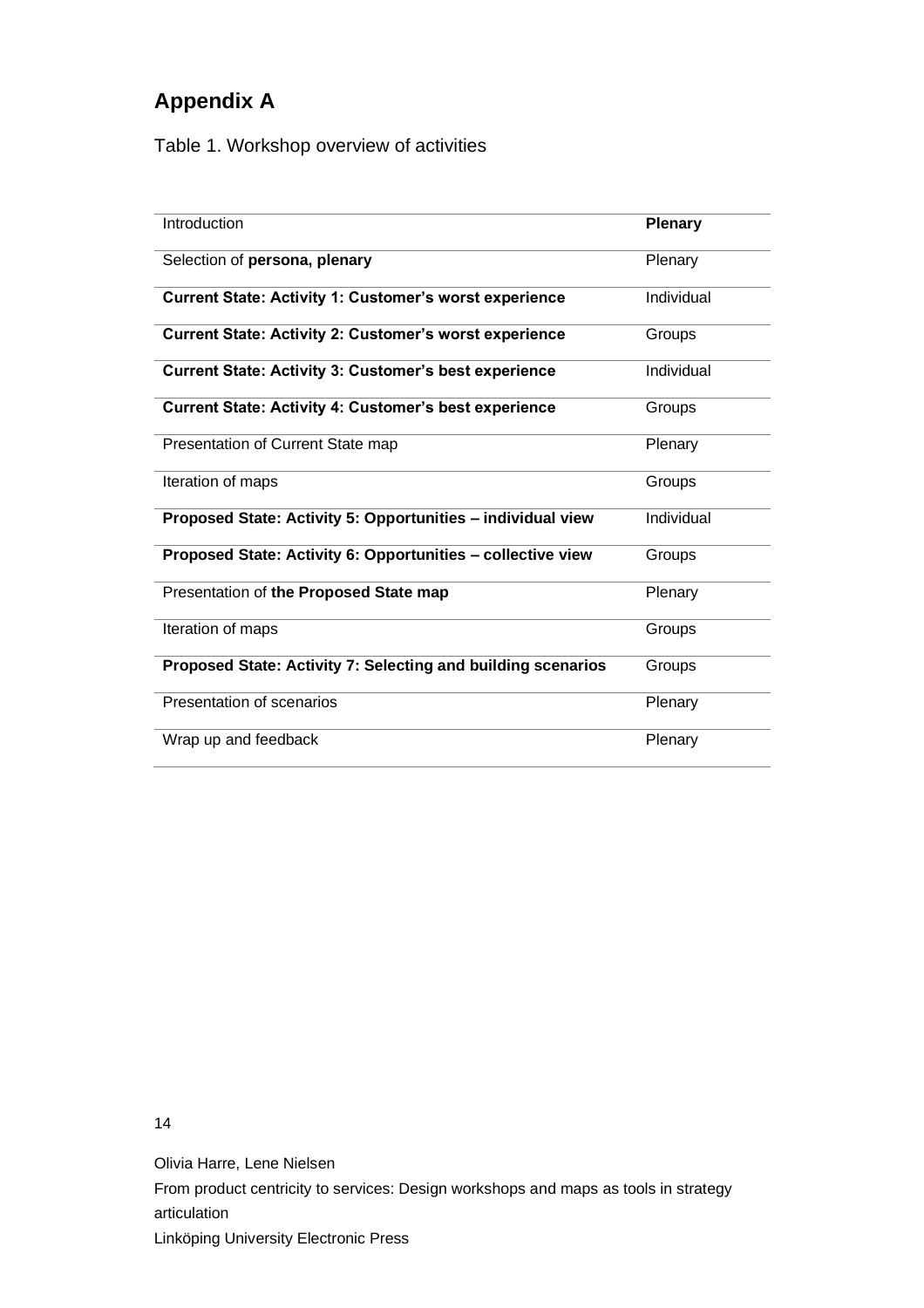# Appendix A

Table 1. Workshop overview of activities

| Introduction | **Plenary** |
|---|---|
| Selection of **persona, plenary** | Plenary |
| **Current State: Activity 1: Customer's worst experience** | Individual |
| **Current State: Activity 2: Customer's worst experience** | Groups |
| **Current State: Activity 3: Customer's best experience** | Individual |
| **Current State: Activity 4: Customer's best experience** | Groups |
| Presentation of Current State map | Plenary |
| Iteration of maps | Groups |
| **Proposed State: Activity 5: Opportunities – individual view** | Individual |
| **Proposed State: Activity 6: Opportunities – collective view** | Groups |
| Presentation of **the Proposed State map** | Plenary |
| Iteration of maps | Groups |
| **Proposed State: Activity 7: Selecting and building scenarios** | Groups |
| Presentation of scenarios | Plenary |
| Wrap up and feedback | Plenary |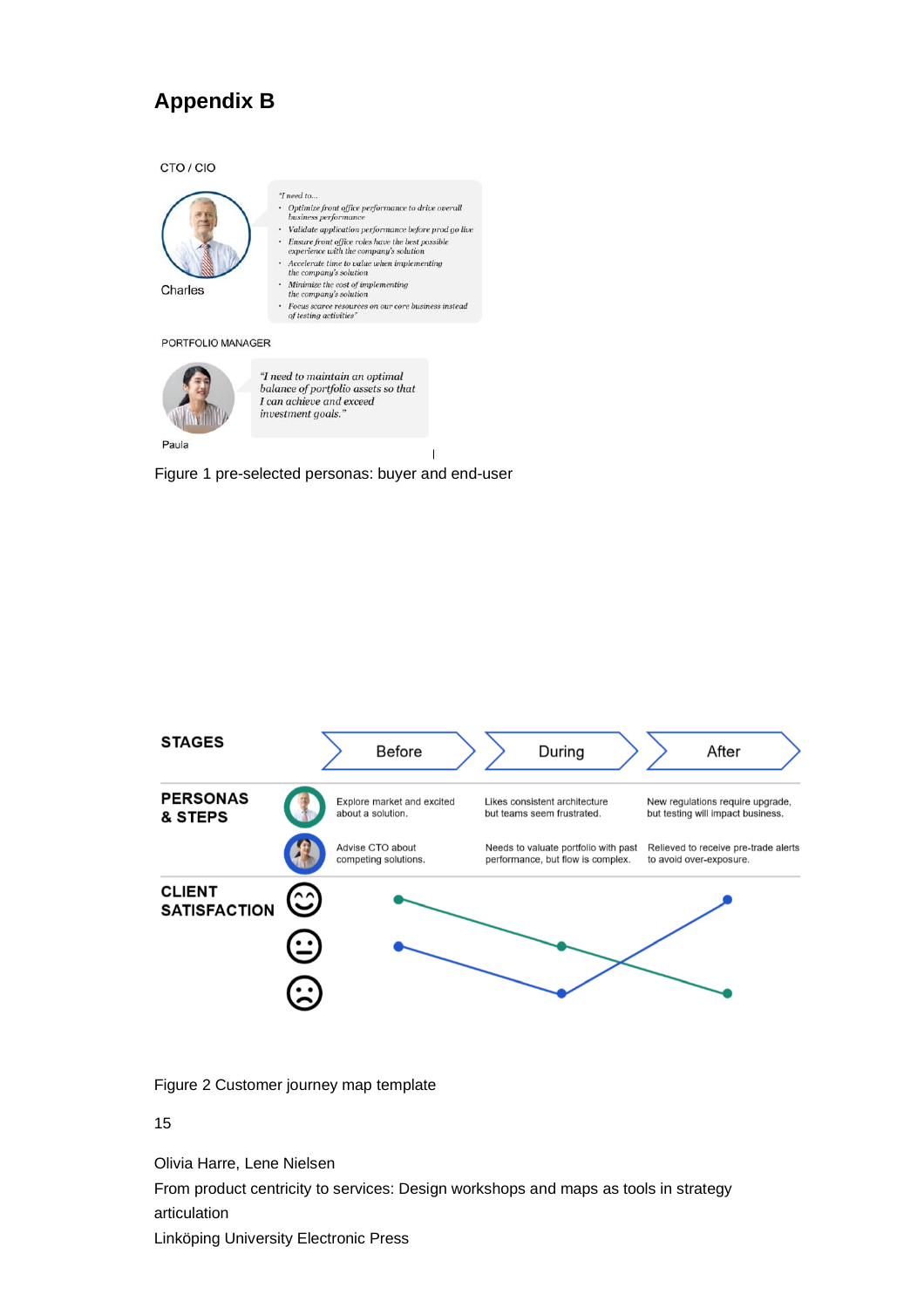## Appendix B

CTO / CIO

Charles

"I need to...
- Optimize front office performance to drive overall business performance
- Validate application performance before prod go live
- Ensure front office roles have the best possible experience with the company's solution
- Accelerate time to value when implementing the company's solution
- Minimize the cost of implementing the company's solution
- Focus scarce resources on our core business instead of testing activities"

PORTFOLIO MANAGER

Paula

"I need to maintain an optimal balance of portfolio assets so that I can achieve and exceed investment goals."

Figure 1 pre-selected personas: buyer and end-user

| STAGES | Before | During | After |
|---|---|---|---|
| PERSONAS & STEPS (CTO) | Explore market and excited about a solution. | Likes consistent architecture but teams seem frustrated. | New regulations require upgrade, but testing will impact business. |
| PERSONAS & STEPS (Portfolio Manager) | Advise CTO about competing solutions. | Needs to valuate portfolio with past performance, but flow is complex. | Relieved to receive pre-trade alerts to avoid over-exposure. |
| CLIENT SATISFACTION | | | |

Figure 2 Customer journey map template

Olivia Harre, Lene Nielsen
From product centricity to services: Design workshops and maps as tools in strategy articulation
Linköping University Electronic Press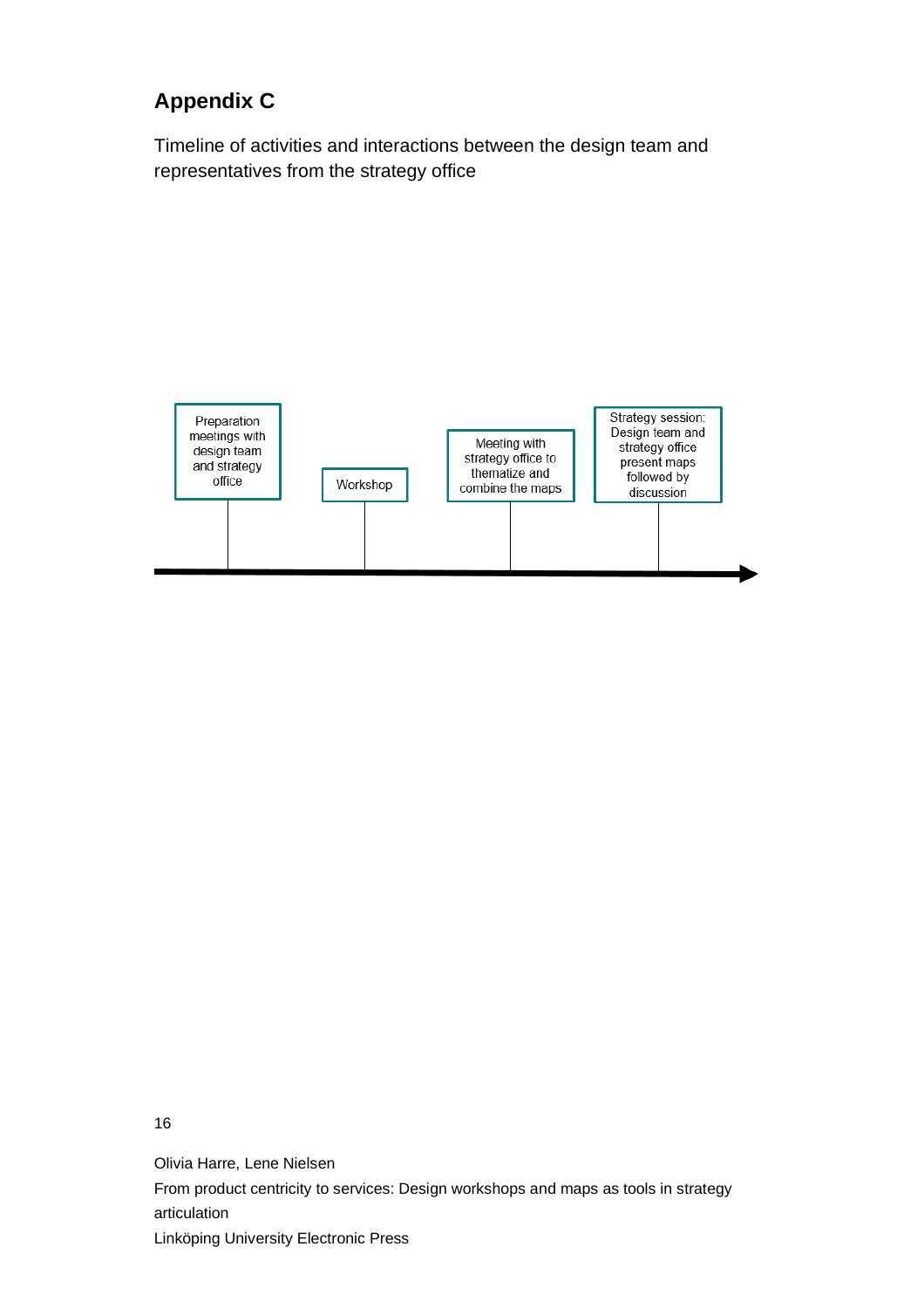## Appendix C

Timeline of activities and interactions between the design team and representatives from the strategy office

Preparation meetings with design team and strategy office

Workshop

Meeting with strategy office to thematize and combine the maps

Strategy session: Design team and strategy office present maps followed by discussion